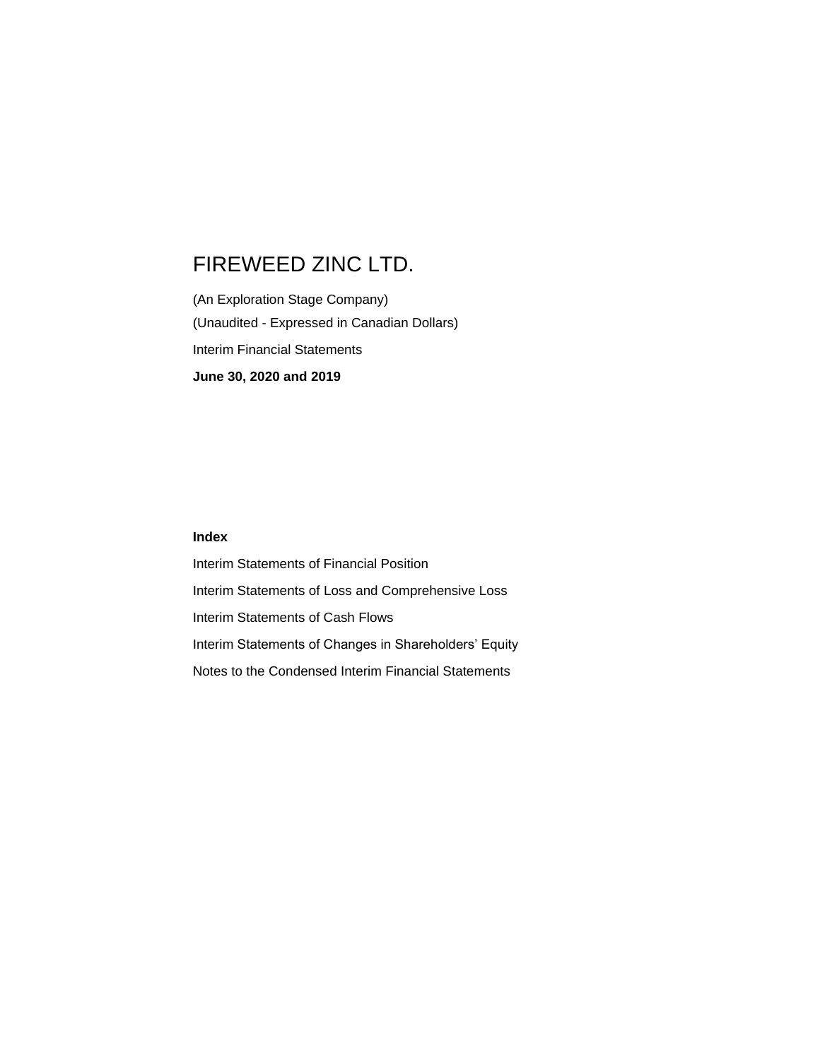# FIREWEED ZINC LTD.

(An Exploration Stage Company)

(Unaudited - Expressed in Canadian Dollars)

Interim Financial Statements

**June 30, 2020 and 2019**

**Index**

Interim Statements of Financial Position

Interim Statements of Loss and Comprehensive Loss

Interim Statements of Cash Flows

Interim Statements of Changes in Shareholders' Equity

Notes to the Condensed Interim Financial Statements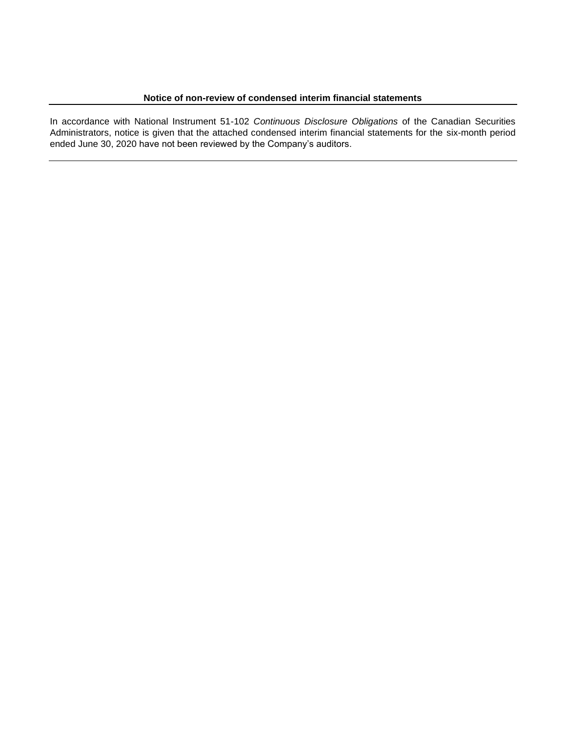**Notice of non-review of condensed interim financial statements**

---

In accordance with National Instrument 51-102 *Continuous Disclosure Obligations* of the Canadian Securities Administrators, notice is given that the attached condensed interim financial statements for the six-month period ended June 30, 2020 have not been reviewed by the Company's auditors.

---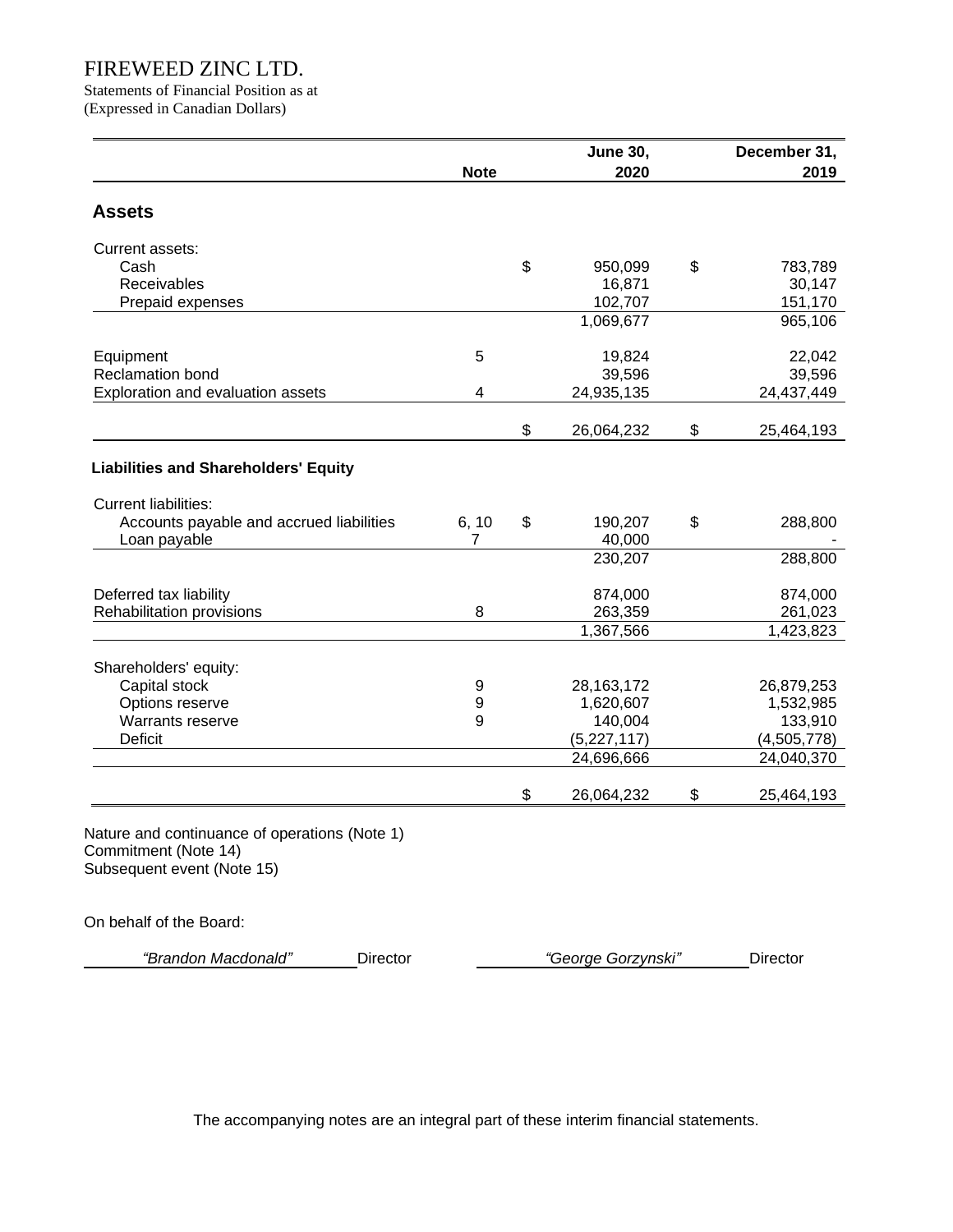# FIREWEED ZINC LTD.

Statements of Financial Position as at
(Expressed in Canadian Dollars)

| | Note | June 30, 2020 | December 31, 2019 |
|---|---|---|---|
| **Assets** | | | |
| Current assets: | | | |
| Cash | | $ 950,099 | $ 783,789 |
| Receivables | | 16,871 | 30,147 |
| Prepaid expenses | | 102,707 | 151,170 |
| | | 1,069,677 | 965,106 |
| Equipment | 5 | 19,824 | 22,042 |
| Reclamation bond | | 39,596 | 39,596 |
| Exploration and evaluation assets | 4 | 24,935,135 | 24,437,449 |
| | | $ 26,064,232 | $ 25,464,193 |
| **Liabilities and Shareholders' Equity** | | | |
| Current liabilities: | | | |
| Accounts payable and accrued liabilities | 6, 10 | $ 190,207 | $ 288,800 |
| Loan payable | 7 | 40,000 | - |
| | | 230,207 | 288,800 |
| Deferred tax liability | | 874,000 | 874,000 |
| Rehabilitation provisions | 8 | 263,359 | 261,023 |
| | | 1,367,566 | 1,423,823 |
| Shareholders' equity: | | | |
| Capital stock | 9 | 28,163,172 | 26,879,253 |
| Options reserve | 9 | 1,620,607 | 1,532,985 |
| Warrants reserve | 9 | 140,004 | 133,910 |
| Deficit | | (5,227,117) | (4,505,778) |
| | | 24,696,666 | 24,040,370 |
| | | $ 26,064,232 | $ 25,464,193 |

Nature and continuance of operations (Note 1)
Commitment (Note 14)
Subsequent event (Note 15)

On behalf of the Board:

*"Brandon Macdonald"* Director　　　　*"George Gorzynski"* Director

The accompanying notes are an integral part of these interim financial statements.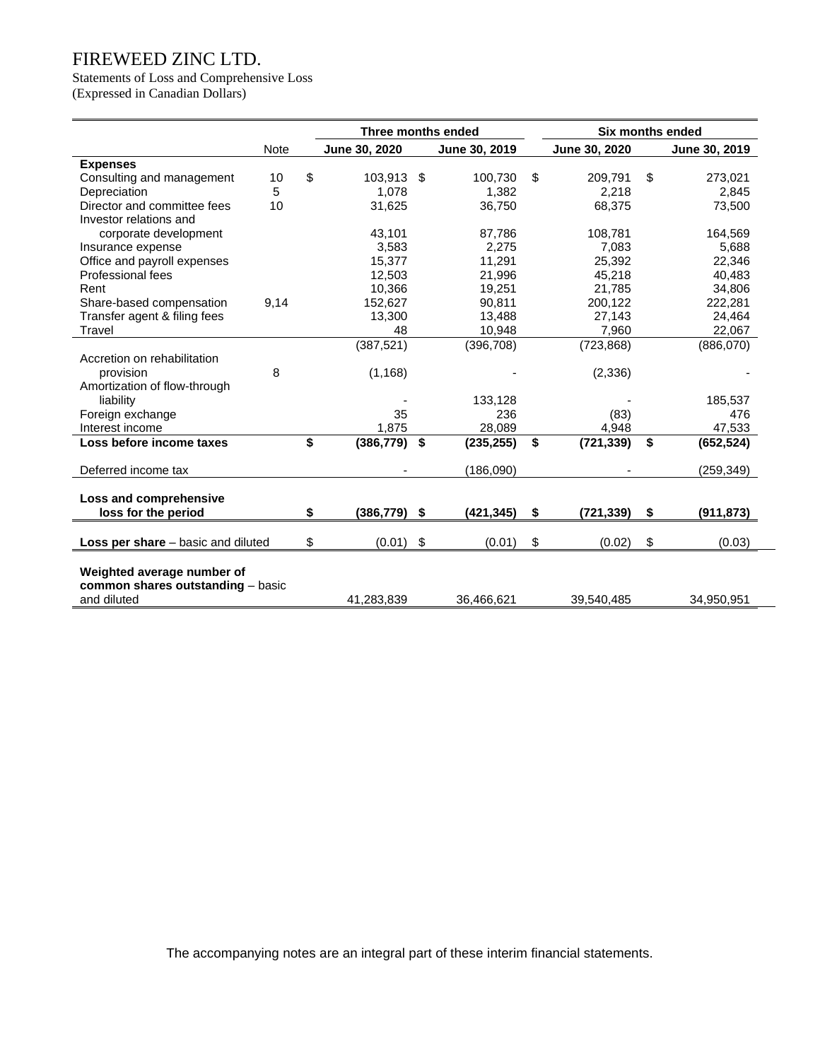# FIREWEED ZINC LTD.

Statements of Loss and Comprehensive Loss
(Expressed in Canadian Dollars)

| | Note | Three months ended | | Six months ended | |
|---|---|---|---|---|---|
| | | June 30, 2020 | June 30, 2019 | June 30, 2020 | June 30, 2019 |
| **Expenses** | | | | | |
| Consulting and management | 10 | $ 103,913 | $ 100,730 | $ 209,791 | $ 273,021 |
| Depreciation | 5 | 1,078 | 1,382 | 2,218 | 2,845 |
| Director and committee fees | 10 | 31,625 | 36,750 | 68,375 | 73,500 |
| Investor relations and corporate development | | 43,101 | 87,786 | 108,781 | 164,569 |
| Insurance expense | | 3,583 | 2,275 | 7,083 | 5,688 |
| Office and payroll expenses | | 15,377 | 11,291 | 25,392 | 22,346 |
| Professional fees | | 12,503 | 21,996 | 45,218 | 40,483 |
| Rent | | 10,366 | 19,251 | 21,785 | 34,806 |
| Share-based compensation | 9,14 | 152,627 | 90,811 | 200,122 | 222,281 |
| Transfer agent & filing fees | | 13,300 | 13,488 | 27,143 | 24,464 |
| Travel | | 48 | 10,948 | 7,960 | 22,067 |
| | | (387,521) | (396,708) | (723,868) | (886,070) |
| Accretion on rehabilitation provision | 8 | (1,168) | - | (2,336) | - |
| Amortization of flow-through liability | | - | 133,128 | - | 185,537 |
| Foreign exchange | | 35 | 236 | (83) | 476 |
| Interest income | | 1,875 | 28,089 | 4,948 | 47,533 |
| **Loss before income taxes** | | **$ (386,779)** | **$ (235,255)** | **$ (721,339)** | **$ (652,524)** |
| Deferred income tax | | - | (186,090) | - | (259,349) |
| **Loss and comprehensive loss for the period** | | **$ (386,779)** | **$ (421,345)** | **$ (721,339)** | **$ (911,873)** |
| **Loss per share** – basic and diluted | | $ (0.01) | $ (0.01) | $ (0.02) | $ (0.03) |
| **Weighted average number of common shares outstanding** – basic and diluted | | 41,283,839 | 36,466,621 | 39,540,485 | 34,950,951 |

The accompanying notes are an integral part of these interim financial statements.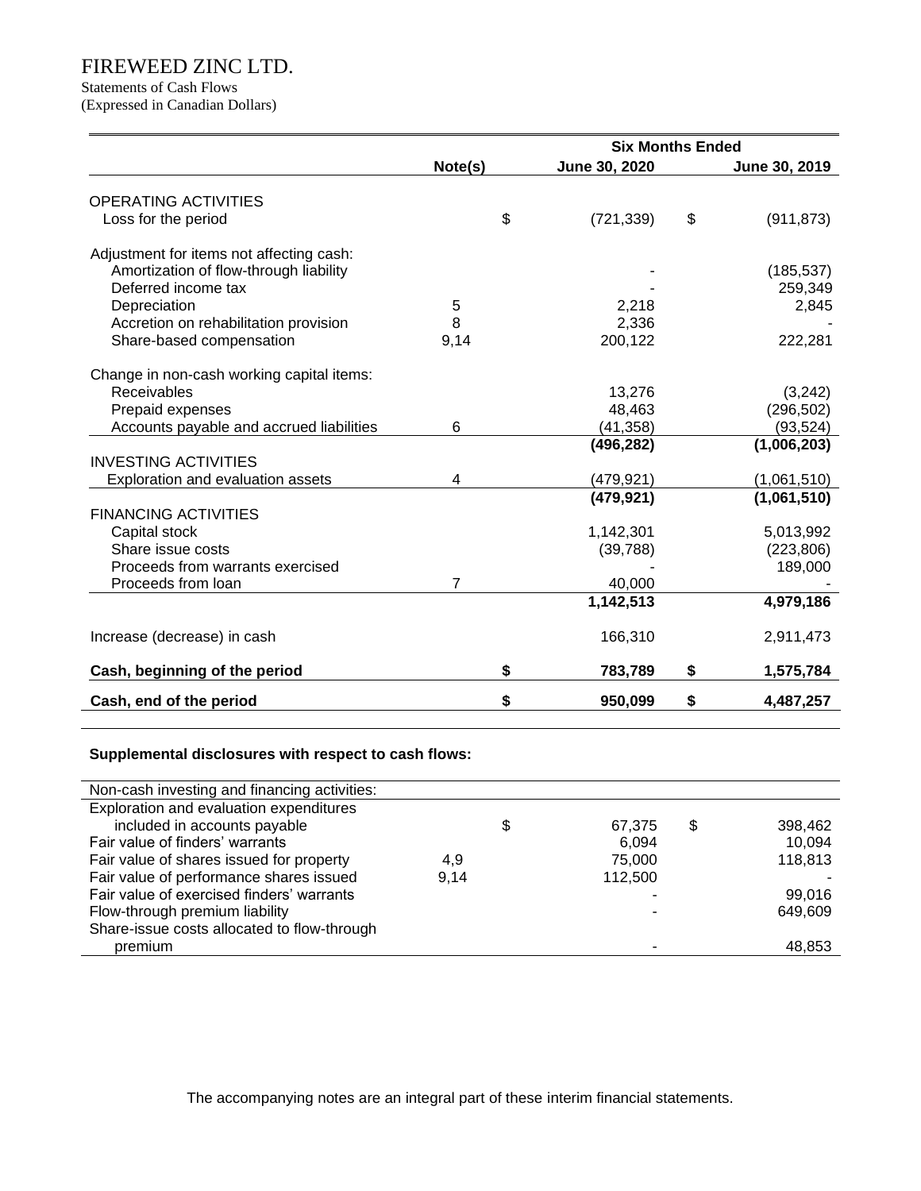# FIREWEED ZINC LTD.

Statements of Cash Flows
(Expressed in Canadian Dollars)

| | Note(s) | Six Months Ended June 30, 2020 | Six Months Ended June 30, 2019 |
|---|---|---|---|
| **OPERATING ACTIVITIES** | | | |
| Loss for the period | | $ (721,339) | $ (911,873) |
| Adjustment for items not affecting cash: | | | |
| Amortization of flow-through liability | | - | (185,537) |
| Deferred income tax | | - | 259,349 |
| Depreciation | 5 | 2,218 | 2,845 |
| Accretion on rehabilitation provision | 8 | 2,336 | - |
| Share-based compensation | 9,14 | 200,122 | 222,281 |
| Change in non-cash working capital items: | | | |
| Receivables | | 13,276 | (3,242) |
| Prepaid expenses | | 48,463 | (296,502) |
| Accounts payable and accrued liabilities | 6 | (41,358) | (93,524) |
| | | **(496,282)** | **(1,006,203)** |
| **INVESTING ACTIVITIES** | | | |
| Exploration and evaluation assets | 4 | (479,921) | (1,061,510) |
| | | **(479,921)** | **(1,061,510)** |
| **FINANCING ACTIVITIES** | | | |
| Capital stock | | 1,142,301 | 5,013,992 |
| Share issue costs | | (39,788) | (223,806) |
| Proceeds from warrants exercised | | - | 189,000 |
| Proceeds from loan | 7 | 40,000 | - |
| | | **1,142,513** | **4,979,186** |
| Increase (decrease) in cash | | 166,310 | 2,911,473 |
| **Cash, beginning of the period** | | **$ 783,789** | **$ 1,575,784** |
| **Cash, end of the period** | | **$ 950,099** | **$ 4,487,257** |

**Supplemental disclosures with respect to cash flows:**

| Non-cash investing and financing activities: | | | |
|---|---|---|---|
| Exploration and evaluation expenditures included in accounts payable | | $ 67,375 | $ 398,462 |
| Fair value of finders' warrants | | 6,094 | 10,094 |
| Fair value of shares issued for property | 4,9 | 75,000 | 118,813 |
| Fair value of performance shares issued | 9,14 | 112,500 | - |
| Fair value of exercised finders' warrants | | - | 99,016 |
| Flow-through premium liability | | - | 649,609 |
| Share-issue costs allocated to flow-through premium | | - | 48,853 |

The accompanying notes are an integral part of these interim financial statements.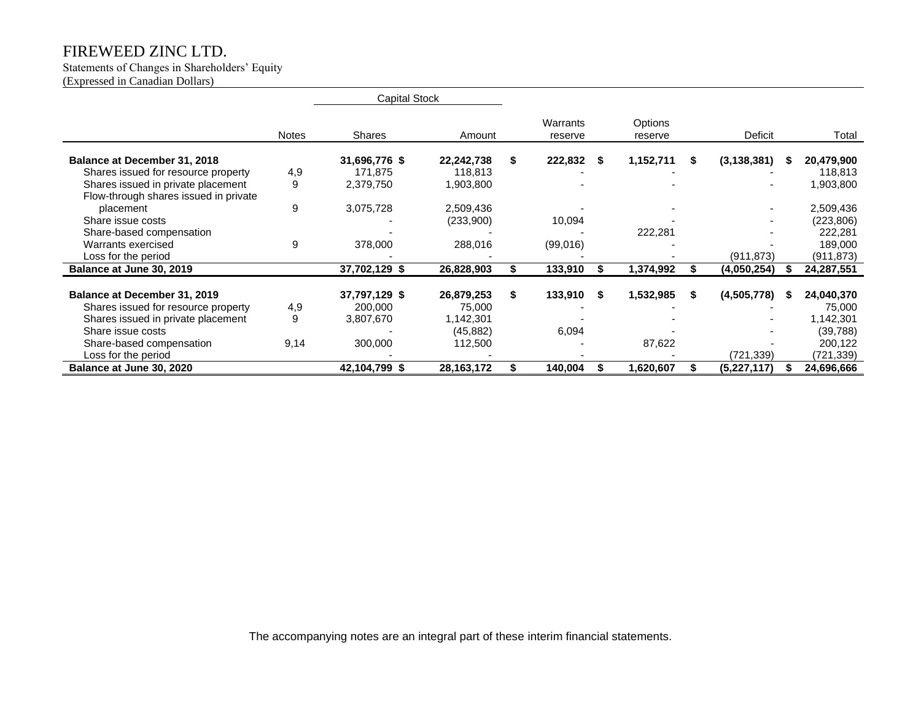# FIREWEED ZINC LTD.

Statements of Changes in Shareholders' Equity
(Expressed in Canadian Dollars)

| | Notes | Capital Stock Shares | Capital Stock Amount | Warrants reserve | Options reserve | Deficit | Total |
|---|---|---|---|---|---|---|---|
| **Balance at December 31, 2018** | | 31,696,776 | $ 22,242,738 | $ 222,832 | $ 1,152,711 | $ (3,138,381) | $ 20,479,900 |
| Shares issued for resource property | 4,9 | 171,875 | 118,813 | - | - | - | 118,813 |
| Shares issued in private placement | 9 | 2,379,750 | 1,903,800 | - | - | - | 1,903,800 |
| Flow-through shares issued in private placement | 9 | 3,075,728 | 2,509,436 | - | - | - | 2,509,436 |
| Share issue costs | | - | (233,900) | 10,094 | - | - | (223,806) |
| Share-based compensation | | - | - | - | 222,281 | - | 222,281 |
| Warrants exercised | 9 | 378,000 | 288,016 | (99,016) | - | - | 189,000 |
| Loss for the period | | - | - | - | - | (911,873) | (911,873) |
| **Balance at June 30, 2019** | | **37,702,129** | **$ 26,828,903** | **$ 133,910** | **$ 1,374,992** | **$ (4,050,254)** | **$ 24,287,551** |
| | | | | | | | |
| **Balance at December 31, 2019** | | 37,797,129 | $ 26,879,253 | $ 133,910 | $ 1,532,985 | $ (4,505,778) | $ 24,040,370 |
| Shares issued for resource property | 4,9 | 200,000 | 75,000 | - | - | - | 75,000 |
| Shares issued in private placement | 9 | 3,807,670 | 1,142,301 | - | - | - | 1,142,301 |
| Share issue costs | | - | (45,882) | 6,094 | - | - | (39,788) |
| Share-based compensation | 9,14 | 300,000 | 112,500 | - | 87,622 | - | 200,122 |
| Loss for the period | | - | - | - | - | (721,339) | (721,339) |
| **Balance at June 30, 2020** | | **42,104,799** | **$ 28,163,172** | **$ 140,004** | **$ 1,620,607** | **$ (5,227,117)** | **$ 24,696,666** |

The accompanying notes are an integral part of these interim financial statements.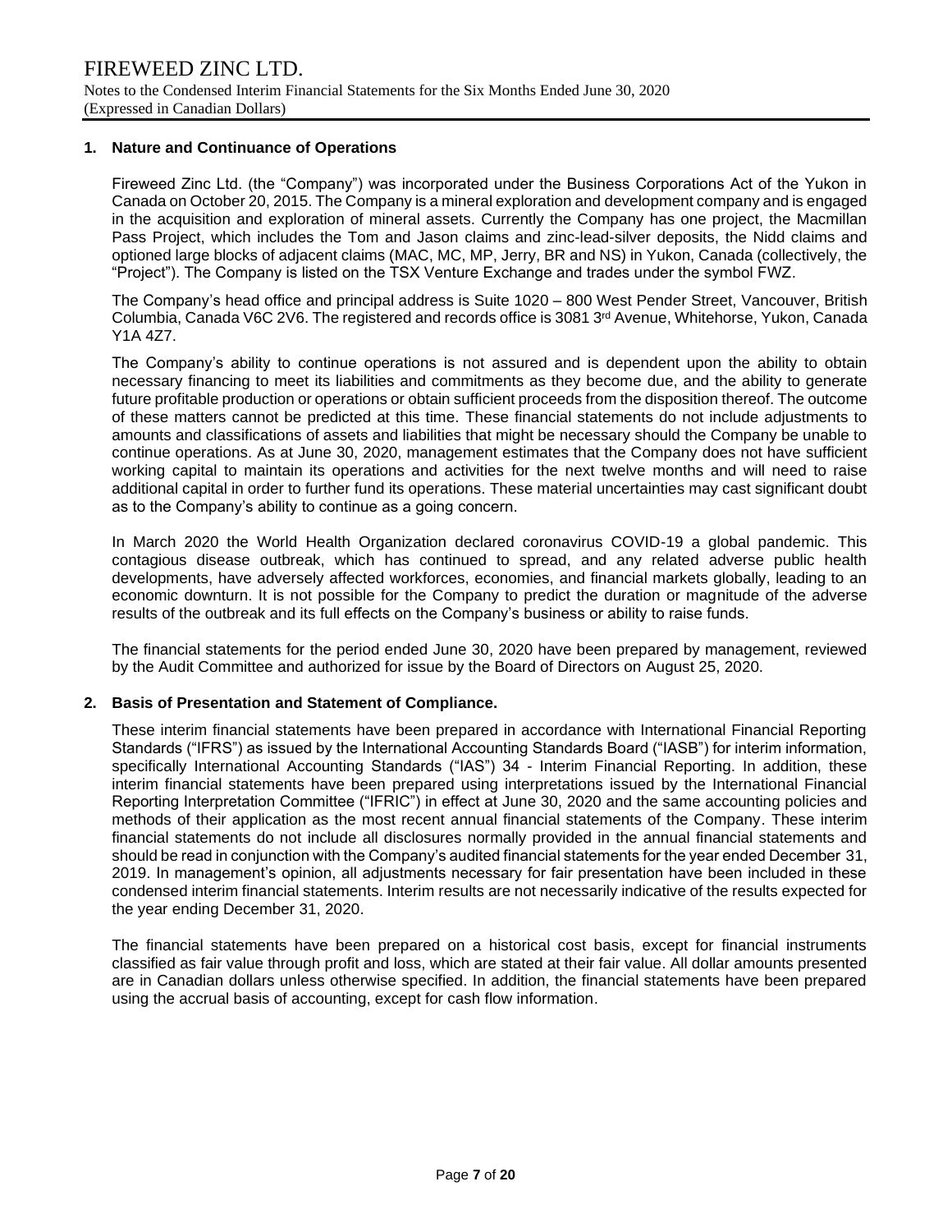## 1. Nature and Continuance of Operations

Fireweed Zinc Ltd. (the "Company") was incorporated under the Business Corporations Act of the Yukon in Canada on October 20, 2015. The Company is a mineral exploration and development company and is engaged in the acquisition and exploration of mineral assets. Currently the Company has one project, the Macmillan Pass Project, which includes the Tom and Jason claims and zinc-lead-silver deposits, the Nidd claims and optioned large blocks of adjacent claims (MAC, MC, MP, Jerry, BR and NS) in Yukon, Canada (collectively, the "Project"). The Company is listed on the TSX Venture Exchange and trades under the symbol FWZ.

The Company's head office and principal address is Suite 1020 – 800 West Pender Street, Vancouver, British Columbia, Canada V6C 2V6. The registered and records office is 3081 3rd Avenue, Whitehorse, Yukon, Canada Y1A 4Z7.

The Company's ability to continue operations is not assured and is dependent upon the ability to obtain necessary financing to meet its liabilities and commitments as they become due, and the ability to generate future profitable production or operations or obtain sufficient proceeds from the disposition thereof. The outcome of these matters cannot be predicted at this time. These financial statements do not include adjustments to amounts and classifications of assets and liabilities that might be necessary should the Company be unable to continue operations. As at June 30, 2020, management estimates that the Company does not have sufficient working capital to maintain its operations and activities for the next twelve months and will need to raise additional capital in order to further fund its operations. These material uncertainties may cast significant doubt as to the Company's ability to continue as a going concern.

In March 2020 the World Health Organization declared coronavirus COVID-19 a global pandemic. This contagious disease outbreak, which has continued to spread, and any related adverse public health developments, have adversely affected workforces, economies, and financial markets globally, leading to an economic downturn. It is not possible for the Company to predict the duration or magnitude of the adverse results of the outbreak and its full effects on the Company's business or ability to raise funds.

The financial statements for the period ended June 30, 2020 have been prepared by management, reviewed by the Audit Committee and authorized for issue by the Board of Directors on August 25, 2020.

## 2. Basis of Presentation and Statement of Compliance.

These interim financial statements have been prepared in accordance with International Financial Reporting Standards ("IFRS") as issued by the International Accounting Standards Board ("IASB") for interim information, specifically International Accounting Standards ("IAS") 34 - Interim Financial Reporting. In addition, these interim financial statements have been prepared using interpretations issued by the International Financial Reporting Interpretation Committee ("IFRIC") in effect at June 30, 2020 and the same accounting policies and methods of their application as the most recent annual financial statements of the Company. These interim financial statements do not include all disclosures normally provided in the annual financial statements and should be read in conjunction with the Company's audited financial statements for the year ended December 31, 2019. In management's opinion, all adjustments necessary for fair presentation have been included in these condensed interim financial statements. Interim results are not necessarily indicative of the results expected for the year ending December 31, 2020.

The financial statements have been prepared on a historical cost basis, except for financial instruments classified as fair value through profit and loss, which are stated at their fair value. All dollar amounts presented are in Canadian dollars unless otherwise specified. In addition, the financial statements have been prepared using the accrual basis of accounting, except for cash flow information.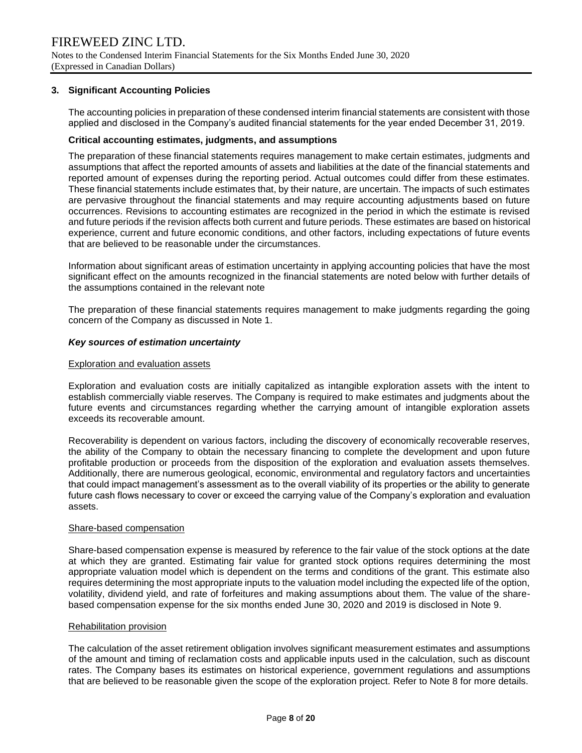## 3. Significant Accounting Policies

The accounting policies in preparation of these condensed interim financial statements are consistent with those applied and disclosed in the Company's audited financial statements for the year ended December 31, 2019.

### Critical accounting estimates, judgments, and assumptions

The preparation of these financial statements requires management to make certain estimates, judgments and assumptions that affect the reported amounts of assets and liabilities at the date of the financial statements and reported amount of expenses during the reporting period. Actual outcomes could differ from these estimates. These financial statements include estimates that, by their nature, are uncertain. The impacts of such estimates are pervasive throughout the financial statements and may require accounting adjustments based on future occurrences. Revisions to accounting estimates are recognized in the period in which the estimate is revised and future periods if the revision affects both current and future periods. These estimates are based on historical experience, current and future economic conditions, and other factors, including expectations of future events that are believed to be reasonable under the circumstances.

Information about significant areas of estimation uncertainty in applying accounting policies that have the most significant effect on the amounts recognized in the financial statements are noted below with further details of the assumptions contained in the relevant note

The preparation of these financial statements requires management to make judgments regarding the going concern of the Company as discussed in Note 1.

#### *Key sources of estimation uncertainty*

Exploration and evaluation assets

Exploration and evaluation costs are initially capitalized as intangible exploration assets with the intent to establish commercially viable reserves. The Company is required to make estimates and judgments about the future events and circumstances regarding whether the carrying amount of intangible exploration assets exceeds its recoverable amount.

Recoverability is dependent on various factors, including the discovery of economically recoverable reserves, the ability of the Company to obtain the necessary financing to complete the development and upon future profitable production or proceeds from the disposition of the exploration and evaluation assets themselves. Additionally, there are numerous geological, economic, environmental and regulatory factors and uncertainties that could impact management's assessment as to the overall viability of its properties or the ability to generate future cash flows necessary to cover or exceed the carrying value of the Company's exploration and evaluation assets.

Share-based compensation

Share-based compensation expense is measured by reference to the fair value of the stock options at the date at which they are granted. Estimating fair value for granted stock options requires determining the most appropriate valuation model which is dependent on the terms and conditions of the grant. This estimate also requires determining the most appropriate inputs to the valuation model including the expected life of the option, volatility, dividend yield, and rate of forfeitures and making assumptions about them. The value of the share-based compensation expense for the six months ended June 30, 2020 and 2019 is disclosed in Note 9.

Rehabilitation provision

The calculation of the asset retirement obligation involves significant measurement estimates and assumptions of the amount and timing of reclamation costs and applicable inputs used in the calculation, such as discount rates. The Company bases its estimates on historical experience, government regulations and assumptions that are believed to be reasonable given the scope of the exploration project. Refer to Note 8 for more details.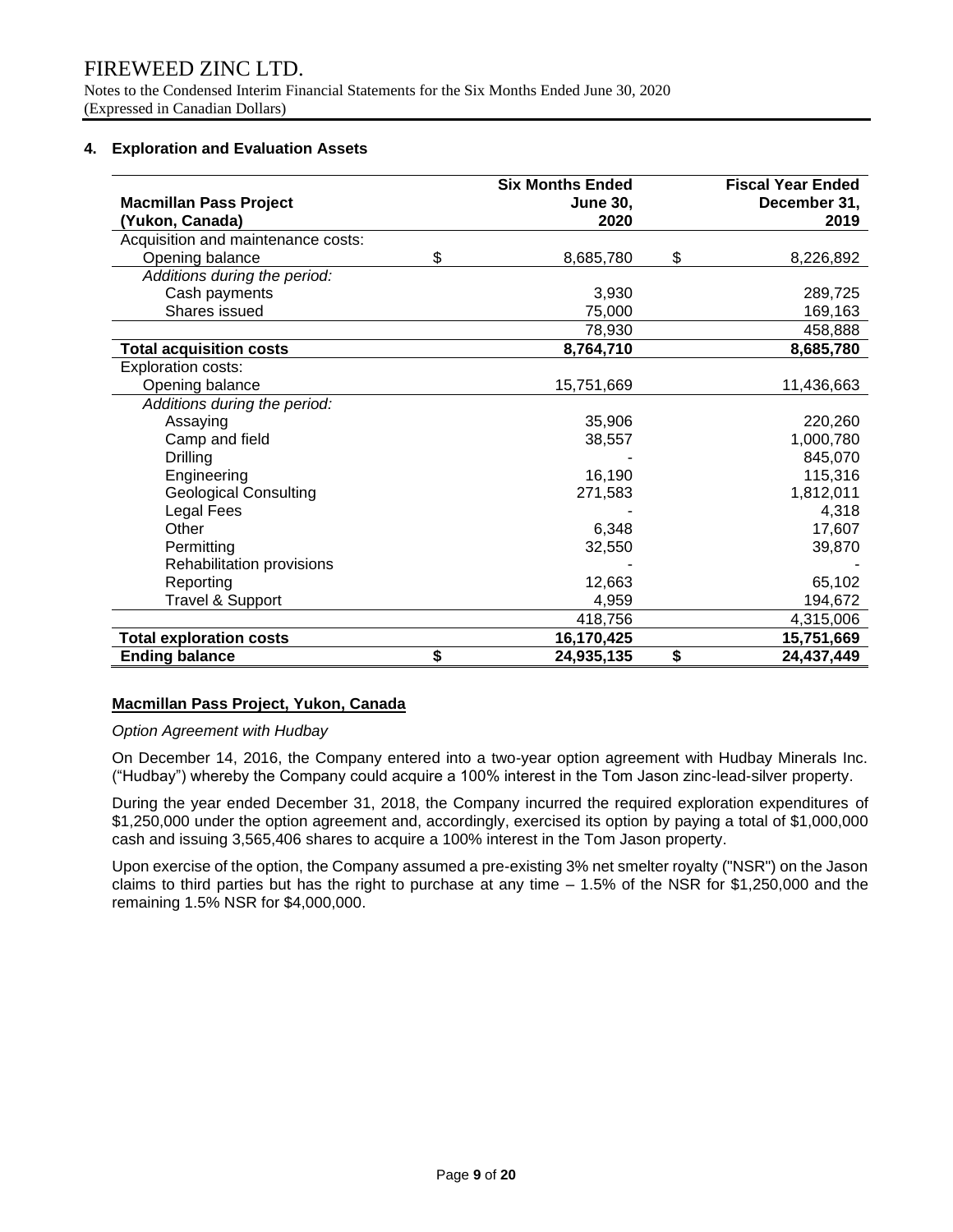## 4. Exploration and Evaluation Assets

| Macmillan Pass Project (Yukon, Canada) | Six Months Ended June 30, 2020 | Fiscal Year Ended December 31, 2019 |
|---|---|---|
| Acquisition and maintenance costs: | | |
| Opening balance | $ 8,685,780 | $ 8,226,892 |
| *Additions during the period:* | | |
| Cash payments | 3,930 | 289,725 |
| Shares issued | 75,000 | 169,163 |
| | 78,930 | 458,888 |
| **Total acquisition costs** | **8,764,710** | **8,685,780** |
| Exploration costs: | | |
| Opening balance | 15,751,669 | 11,436,663 |
| *Additions during the period:* | | |
| Assaying | 35,906 | 220,260 |
| Camp and field | 38,557 | 1,000,780 |
| Drilling | - | 845,070 |
| Engineering | 16,190 | 115,316 |
| Geological Consulting | 271,583 | 1,812,011 |
| Legal Fees | - | 4,318 |
| Other | 6,348 | 17,607 |
| Permitting | 32,550 | 39,870 |
| Rehabilitation provisions | - | - |
| Reporting | 12,663 | 65,102 |
| Travel & Support | 4,959 | 194,672 |
| | 418,756 | 4,315,006 |
| **Total exploration costs** | **16,170,425** | **15,751,669** |
| **Ending balance** | **$ 24,935,135** | **$ 24,437,449** |

### Macmillan Pass Project, Yukon, Canada

*Option Agreement with Hudbay*

On December 14, 2016, the Company entered into a two-year option agreement with Hudbay Minerals Inc. ("Hudbay") whereby the Company could acquire a 100% interest in the Tom Jason zinc-lead-silver property.

During the year ended December 31, 2018, the Company incurred the required exploration expenditures of $1,250,000 under the option agreement and, accordingly, exercised its option by paying a total of $1,000,000 cash and issuing 3,565,406 shares to acquire a 100% interest in the Tom Jason property.

Upon exercise of the option, the Company assumed a pre-existing 3% net smelter royalty ("NSR") on the Jason claims to third parties but has the right to purchase at any time – 1.5% of the NSR for $1,250,000 and the remaining 1.5% NSR for $4,000,000.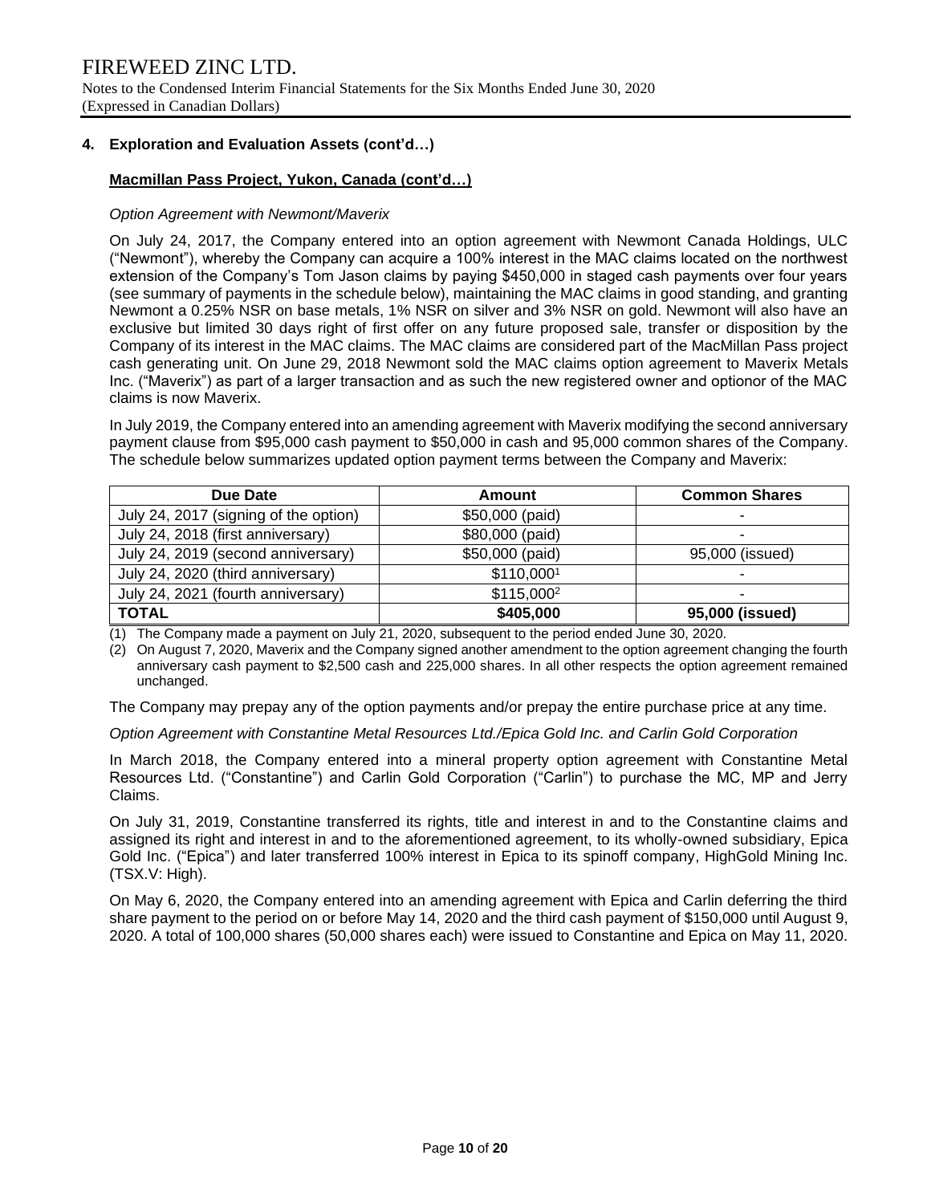## 4. Exploration and Evaluation Assets (cont'd…)

### Macmillan Pass Project, Yukon, Canada (cont'd…)

*Option Agreement with Newmont/Maverix*

On July 24, 2017, the Company entered into an option agreement with Newmont Canada Holdings, ULC ("Newmont"), whereby the Company can acquire a 100% interest in the MAC claims located on the northwest extension of the Company's Tom Jason claims by paying $450,000 in staged cash payments over four years (see summary of payments in the schedule below), maintaining the MAC claims in good standing, and granting Newmont a 0.25% NSR on base metals, 1% NSR on silver and 3% NSR on gold. Newmont will also have an exclusive but limited 30 days right of first offer on any future proposed sale, transfer or disposition by the Company of its interest in the MAC claims. The MAC claims are considered part of the MacMillan Pass project cash generating unit. On June 29, 2018 Newmont sold the MAC claims option agreement to Maverix Metals Inc. ("Maverix") as part of a larger transaction and as such the new registered owner and optionor of the MAC claims is now Maverix.

In July 2019, the Company entered into an amending agreement with Maverix modifying the second anniversary payment clause from $95,000 cash payment to $50,000 in cash and 95,000 common shares of the Company. The schedule below summarizes updated option payment terms between the Company and Maverix:

| Due Date | Amount | Common Shares |
|---|---|---|
| July 24, 2017 (signing of the option) | $50,000 (paid) | - |
| July 24, 2018 (first anniversary) | $80,000 (paid) | - |
| July 24, 2019 (second anniversary) | $50,000 (paid) | 95,000 (issued) |
| July 24, 2020 (third anniversary) | $110,000[1] | - |
| July 24, 2021 (fourth anniversary) | $115,000[2] | - |
| **TOTAL** | **$405,000** | **95,000 (issued)** |

(1) The Company made a payment on July 21, 2020, subsequent to the period ended June 30, 2020.

(2) On August 7, 2020, Maverix and the Company signed another amendment to the option agreement changing the fourth anniversary cash payment to $2,500 cash and 225,000 shares. In all other respects the option agreement remained unchanged.

The Company may prepay any of the option payments and/or prepay the entire purchase price at any time.

*Option Agreement with Constantine Metal Resources Ltd./Epica Gold Inc. and Carlin Gold Corporation*

In March 2018, the Company entered into a mineral property option agreement with Constantine Metal Resources Ltd. ("Constantine") and Carlin Gold Corporation ("Carlin") to purchase the MC, MP and Jerry Claims.

On July 31, 2019, Constantine transferred its rights, title and interest in and to the Constantine claims and assigned its right and interest in and to the aforementioned agreement, to its wholly-owned subsidiary, Epica Gold Inc. ("Epica") and later transferred 100% interest in Epica to its spinoff company, HighGold Mining Inc. (TSX.V: High).

On May 6, 2020, the Company entered into an amending agreement with Epica and Carlin deferring the third share payment to the period on or before May 14, 2020 and the third cash payment of $150,000 until August 9, 2020. A total of 100,000 shares (50,000 shares each) were issued to Constantine and Epica on May 11, 2020.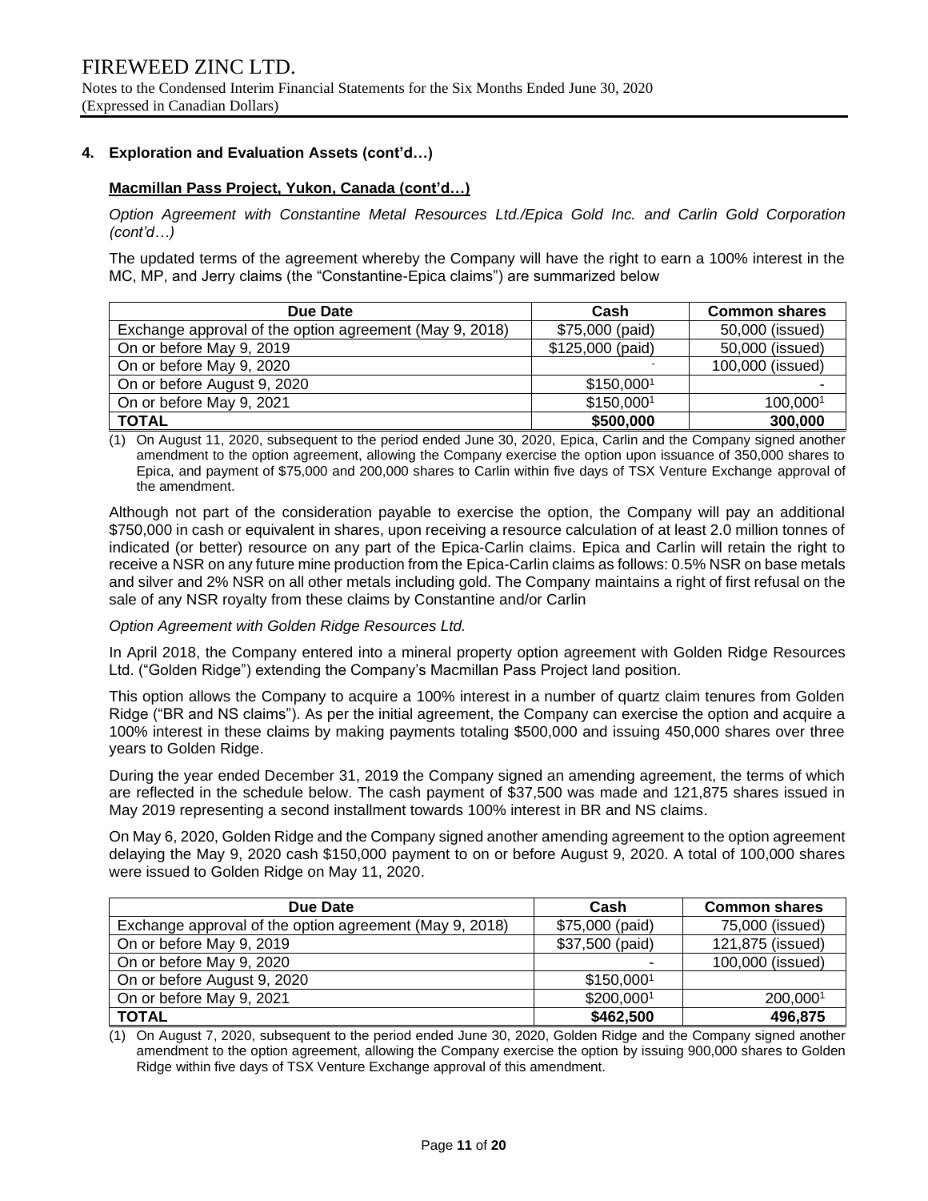## 4. Exploration and Evaluation Assets (cont'd…)

### Macmillan Pass Project, Yukon, Canada (cont'd…)

*Option Agreement with Constantine Metal Resources Ltd./Epica Gold Inc. and Carlin Gold Corporation (cont'd…)*

The updated terms of the agreement whereby the Company will have the right to earn a 100% interest in the MC, MP, and Jerry claims (the "Constantine-Epica claims") are summarized below

| Due Date | Cash | Common shares |
|---|---|---|
| Exchange approval of the option agreement (May 9, 2018) | $75,000 (paid) | 50,000 (issued) |
| On or before May 9, 2019 | $125,000 (paid) | 50,000 (issued) |
| On or before May 9, 2020 | - | 100,000 (issued) |
| On or before August 9, 2020 | $150,000[1] | - |
| On or before May 9, 2021 | $150,000[1] | 100,000[1] |
| **TOTAL** | **$500,000** | **300,000** |

(1) On August 11, 2020, subsequent to the period ended June 30, 2020, Epica, Carlin and the Company signed another amendment to the option agreement, allowing the Company exercise the option upon issuance of 350,000 shares to Epica, and payment of $75,000 and 200,000 shares to Carlin within five days of TSX Venture Exchange approval of the amendment.

Although not part of the consideration payable to exercise the option, the Company will pay an additional $750,000 in cash or equivalent in shares, upon receiving a resource calculation of at least 2.0 million tonnes of indicated (or better) resource on any part of the Epica-Carlin claims. Epica and Carlin will retain the right to receive a NSR on any future mine production from the Epica-Carlin claims as follows: 0.5% NSR on base metals and silver and 2% NSR on all other metals including gold. The Company maintains a right of first refusal on the sale of any NSR royalty from these claims by Constantine and/or Carlin

*Option Agreement with Golden Ridge Resources Ltd.*

In April 2018, the Company entered into a mineral property option agreement with Golden Ridge Resources Ltd. ("Golden Ridge") extending the Company's Macmillan Pass Project land position.

This option allows the Company to acquire a 100% interest in a number of quartz claim tenures from Golden Ridge ("BR and NS claims"). As per the initial agreement, the Company can exercise the option and acquire a 100% interest in these claims by making payments totaling $500,000 and issuing 450,000 shares over three years to Golden Ridge.

During the year ended December 31, 2019 the Company signed an amending agreement, the terms of which are reflected in the schedule below. The cash payment of $37,500 was made and 121,875 shares issued in May 2019 representing a second installment towards 100% interest in BR and NS claims.

On May 6, 2020, Golden Ridge and the Company signed another amending agreement to the option agreement delaying the May 9, 2020 cash $150,000 payment to on or before August 9, 2020. A total of 100,000 shares were issued to Golden Ridge on May 11, 2020.

| Due Date | Cash | Common shares |
|---|---|---|
| Exchange approval of the option agreement (May 9, 2018) | $75,000 (paid) | 75,000 (issued) |
| On or before May 9, 2019 | $37,500 (paid) | 121,875 (issued) |
| On or before May 9, 2020 | - | 100,000 (issued) |
| On or before August 9, 2020 | $150,000[1] | |
| On or before May 9, 2021 | $200,000[1] | 200,000[1] |
| **TOTAL** | **$462,500** | **496,875** |

(1) On August 7, 2020, subsequent to the period ended June 30, 2020, Golden Ridge and the Company signed another amendment to the option agreement, allowing the Company exercise the option by issuing 900,000 shares to Golden Ridge within five days of TSX Venture Exchange approval of this amendment.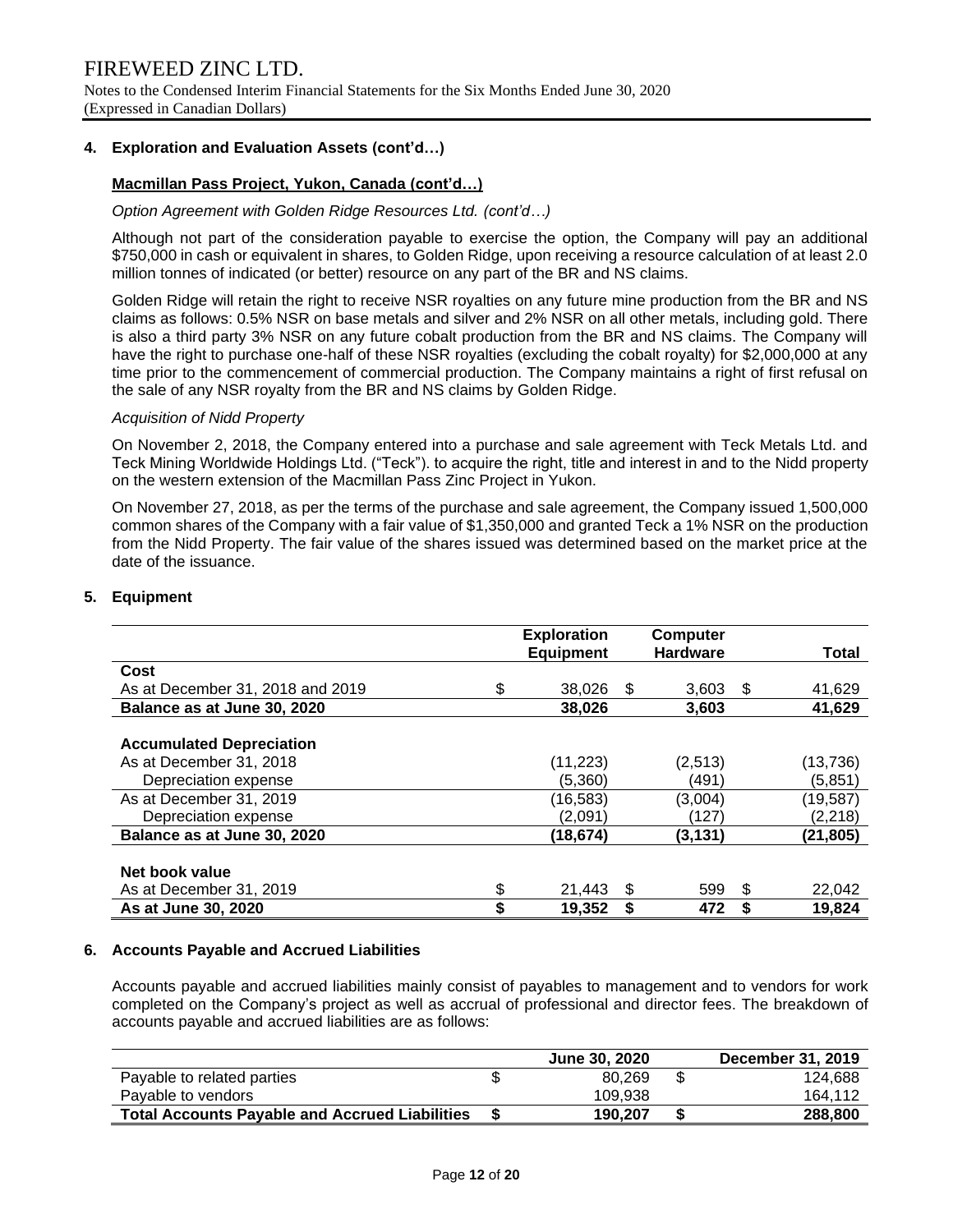## 4. Exploration and Evaluation Assets (cont'd…)

### Macmillan Pass Project, Yukon, Canada (cont'd…)

*Option Agreement with Golden Ridge Resources Ltd. (cont'd…)*

Although not part of the consideration payable to exercise the option, the Company will pay an additional $750,000 in cash or equivalent in shares, to Golden Ridge, upon receiving a resource calculation of at least 2.0 million tonnes of indicated (or better) resource on any part of the BR and NS claims.

Golden Ridge will retain the right to receive NSR royalties on any future mine production from the BR and NS claims as follows: 0.5% NSR on base metals and silver and 2% NSR on all other metals, including gold. There is also a third party 3% NSR on any future cobalt production from the BR and NS claims. The Company will have the right to purchase one-half of these NSR royalties (excluding the cobalt royalty) for $2,000,000 at any time prior to the commencement of commercial production. The Company maintains a right of first refusal on the sale of any NSR royalty from the BR and NS claims by Golden Ridge.

*Acquisition of Nidd Property*

On November 2, 2018, the Company entered into a purchase and sale agreement with Teck Metals Ltd. and Teck Mining Worldwide Holdings Ltd. ("Teck"). to acquire the right, title and interest in and to the Nidd property on the western extension of the Macmillan Pass Zinc Project in Yukon.

On November 27, 2018, as per the terms of the purchase and sale agreement, the Company issued 1,500,000 common shares of the Company with a fair value of $1,350,000 and granted Teck a 1% NSR on the production from the Nidd Property. The fair value of the shares issued was determined based on the market price at the date of the issuance.

## 5. Equipment

| | Exploration Equipment | Computer Hardware | Total |
|---|---|---|---|
| **Cost** | | | |
| As at December 31, 2018 and 2019 | $ 38,026 | $ 3,603 | $ 41,629 |
| **Balance as at June 30, 2020** | **38,026** | **3,603** | **41,629** |
| | | | |
| **Accumulated Depreciation** | | | |
| As at December 31, 2018 | (11,223) | (2,513) | (13,736) |
| Depreciation expense | (5,360) | (491) | (5,851) |
| As at December 31, 2019 | (16,583) | (3,004) | (19,587) |
| Depreciation expense | (2,091) | (127) | (2,218) |
| **Balance as at June 30, 2020** | **(18,674)** | **(3,131)** | **(21,805)** |
| | | | |
| **Net book value** | | | |
| As at December 31, 2019 | $ 21,443 | $ 599 | $ 22,042 |
| **As at June 30, 2020** | **$ 19,352** | **$ 472** | **$ 19,824** |

## 6. Accounts Payable and Accrued Liabilities

Accounts payable and accrued liabilities mainly consist of payables to management and to vendors for work completed on the Company's project as well as accrual of professional and director fees. The breakdown of accounts payable and accrued liabilities are as follows:

| | June 30, 2020 | December 31, 2019 |
|---|---|---|
| Payable to related parties | $ 80,269 | $ 124,688 |
| Payable to vendors | 109,938 | 164,112 |
| **Total Accounts Payable and Accrued Liabilities** | **$ 190,207** | **$ 288,800** |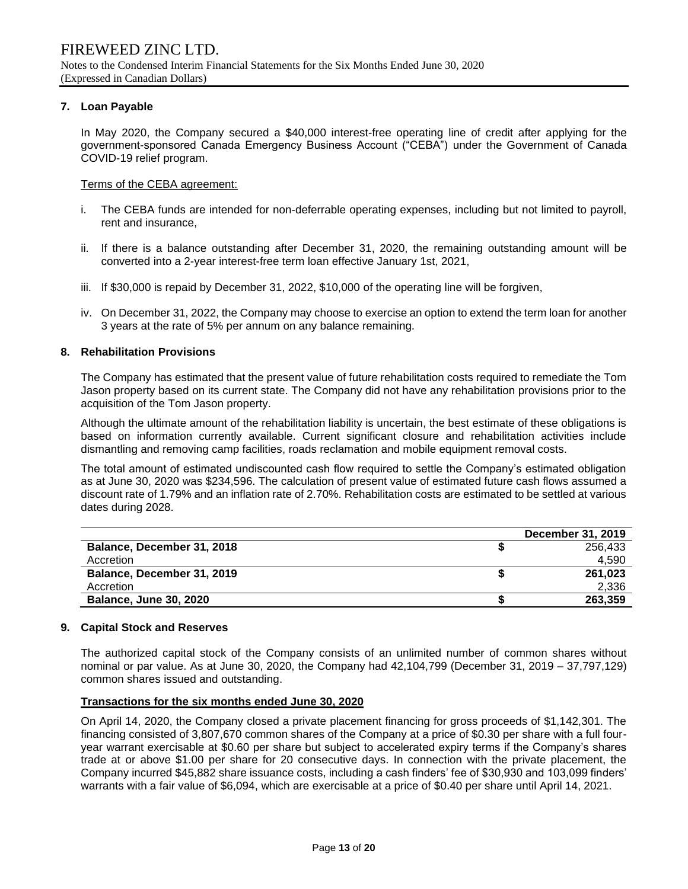### 7. Loan Payable

In May 2020, the Company secured a $40,000 interest-free operating line of credit after applying for the government-sponsored Canada Emergency Business Account ("CEBA") under the Government of Canada COVID-19 relief program.

Terms of the CEBA agreement:

i. The CEBA funds are intended for non-deferrable operating expenses, including but not limited to payroll, rent and insurance,

ii. If there is a balance outstanding after December 31, 2020, the remaining outstanding amount will be converted into a 2-year interest-free term loan effective January 1st, 2021,

iii. If $30,000 is repaid by December 31, 2022, $10,000 of the operating line will be forgiven,

iv. On December 31, 2022, the Company may choose to exercise an option to extend the term loan for another 3 years at the rate of 5% per annum on any balance remaining.

### 8. Rehabilitation Provisions

The Company has estimated that the present value of future rehabilitation costs required to remediate the Tom Jason property based on its current state. The Company did not have any rehabilitation provisions prior to the acquisition of the Tom Jason property.

Although the ultimate amount of the rehabilitation liability is uncertain, the best estimate of these obligations is based on information currently available. Current significant closure and rehabilitation activities include dismantling and removing camp facilities, roads reclamation and mobile equipment removal costs.

The total amount of estimated undiscounted cash flow required to settle the Company's estimated obligation as at June 30, 2020 was $234,596. The calculation of present value of estimated future cash flows assumed a discount rate of 1.79% and an inflation rate of 2.70%. Rehabilitation costs are estimated to be settled at various dates during 2028.

| | | December 31, 2019 |
|---|---|---|
| **Balance, December 31, 2018** | $ | 256,433 |
| Accretion | | 4,590 |
| **Balance, December 31, 2019** | **$** | **261,023** |
| Accretion | | 2,336 |
| **Balance, June 30, 2020** | **$** | **263,359** |

### 9. Capital Stock and Reserves

The authorized capital stock of the Company consists of an unlimited number of common shares without nominal or par value. As at June 30, 2020, the Company had 42,104,799 (December 31, 2019 – 37,797,129) common shares issued and outstanding.

**Transactions for the six months ended June 30, 2020**

On April 14, 2020, the Company closed a private placement financing for gross proceeds of $1,142,301. The financing consisted of 3,807,670 common shares of the Company at a price of $0.30 per share with a full four-year warrant exercisable at $0.60 per share but subject to accelerated expiry terms if the Company's shares trade at or above $1.00 per share for 20 consecutive days. In connection with the private placement, the Company incurred $45,882 share issuance costs, including a cash finders' fee of $30,930 and 103,099 finders' warrants with a fair value of $6,094, which are exercisable at a price of $0.40 per share until April 14, 2021.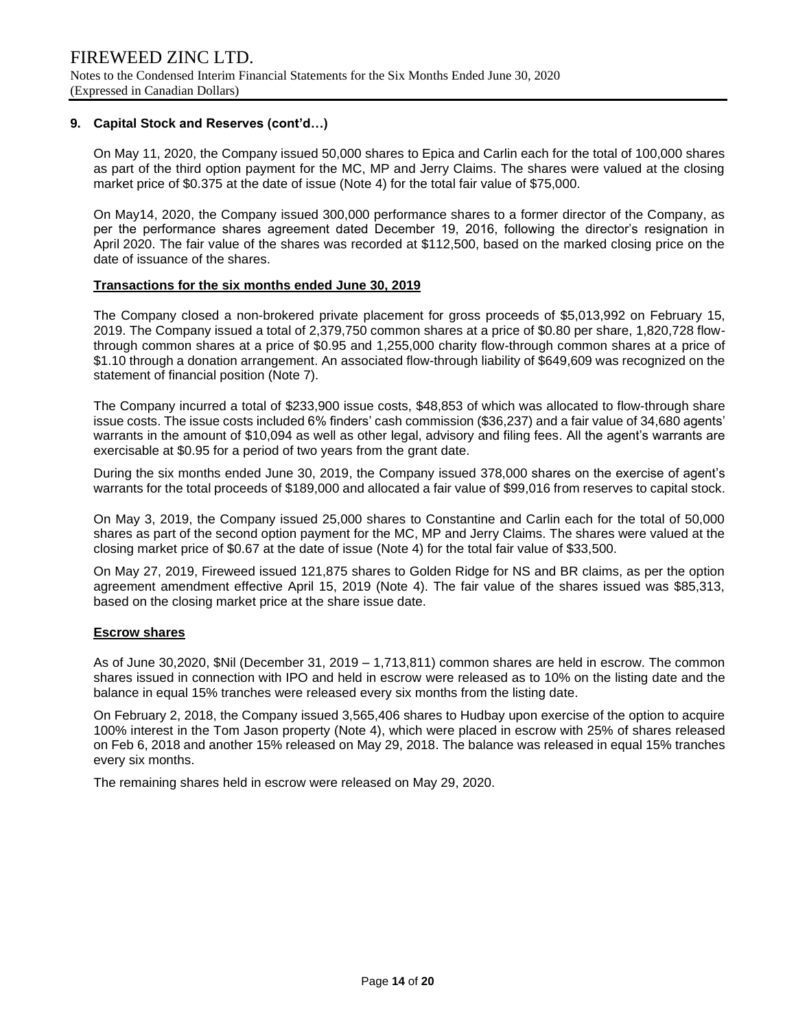## 9. Capital Stock and Reserves (cont'd…)

On May 11, 2020, the Company issued 50,000 shares to Epica and Carlin each for the total of 100,000 shares as part of the third option payment for the MC, MP and Jerry Claims. The shares were valued at the closing market price of $0.375 at the date of issue (Note 4) for the total fair value of $75,000.

On May14, 2020, the Company issued 300,000 performance shares to a former director of the Company, as per the performance shares agreement dated December 19, 2016, following the director's resignation in April 2020. The fair value of the shares was recorded at $112,500, based on the marked closing price on the date of issuance of the shares.

**Transactions for the six months ended June 30, 2019**

The Company closed a non-brokered private placement for gross proceeds of $5,013,992 on February 15, 2019. The Company issued a total of 2,379,750 common shares at a price of $0.80 per share, 1,820,728 flow-through common shares at a price of $0.95 and 1,255,000 charity flow-through common shares at a price of $1.10 through a donation arrangement. An associated flow-through liability of $649,609 was recognized on the statement of financial position (Note 7).

The Company incurred a total of $233,900 issue costs, $48,853 of which was allocated to flow-through share issue costs. The issue costs included 6% finders' cash commission ($36,237) and a fair value of 34,680 agents' warrants in the amount of $10,094 as well as other legal, advisory and filing fees. All the agent's warrants are exercisable at $0.95 for a period of two years from the grant date.

During the six months ended June 30, 2019, the Company issued 378,000 shares on the exercise of agent's warrants for the total proceeds of $189,000 and allocated a fair value of $99,016 from reserves to capital stock.

On May 3, 2019, the Company issued 25,000 shares to Constantine and Carlin each for the total of 50,000 shares as part of the second option payment for the MC, MP and Jerry Claims. The shares were valued at the closing market price of $0.67 at the date of issue (Note 4) for the total fair value of $33,500.

On May 27, 2019, Fireweed issued 121,875 shares to Golden Ridge for NS and BR claims, as per the option agreement amendment effective April 15, 2019 (Note 4). The fair value of the shares issued was $85,313, based on the closing market price at the share issue date.

**Escrow shares**

As of June 30,2020, $Nil (December 31, 2019 – 1,713,811) common shares are held in escrow. The common shares issued in connection with IPO and held in escrow were released as to 10% on the listing date and the balance in equal 15% tranches were released every six months from the listing date.

On February 2, 2018, the Company issued 3,565,406 shares to Hudbay upon exercise of the option to acquire 100% interest in the Tom Jason property (Note 4), which were placed in escrow with 25% of shares released on Feb 6, 2018 and another 15% released on May 29, 2018. The balance was released in equal 15% tranches every six months.

The remaining shares held in escrow were released on May 29, 2020.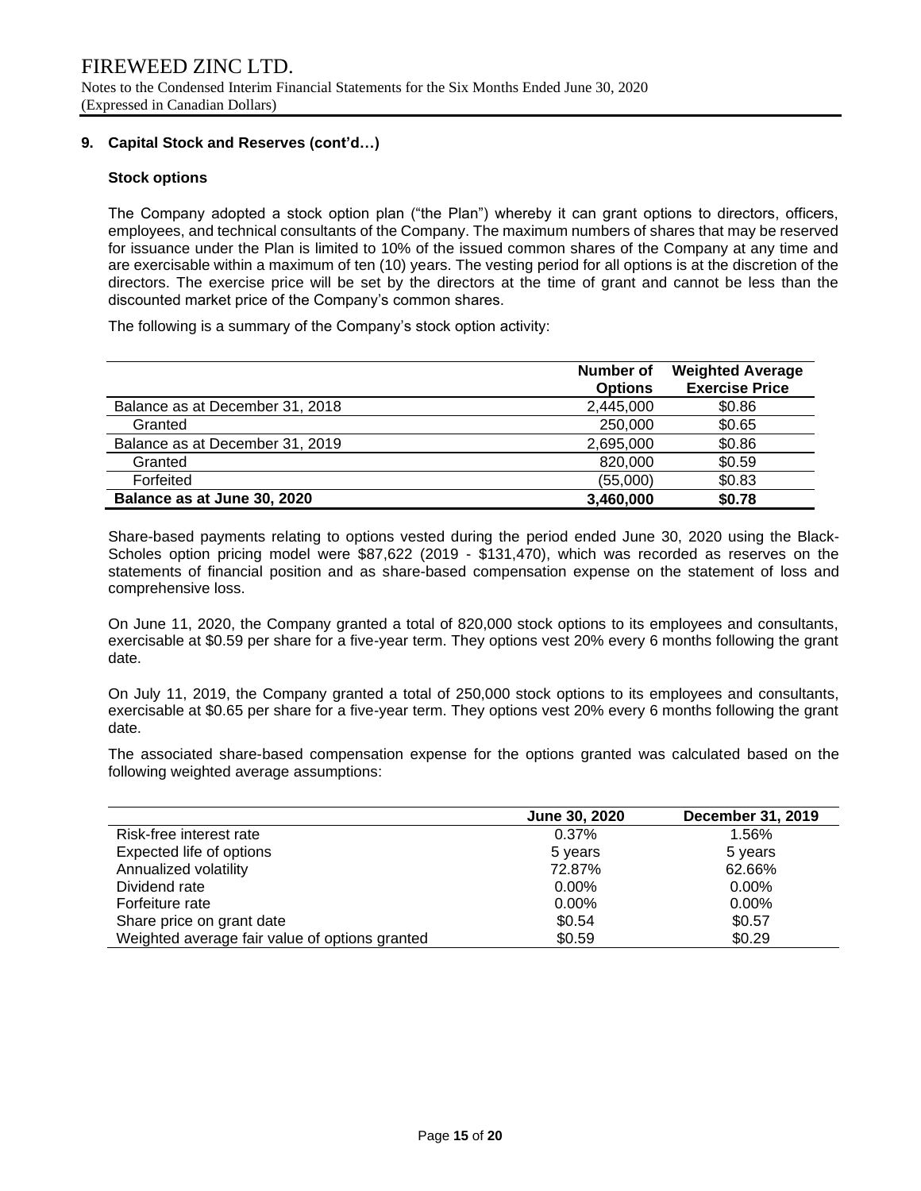FIREWEED ZINC LTD.

Notes to the Condensed Interim Financial Statements for the Six Months Ended June 30, 2020
(Expressed in Canadian Dollars)

## 9. Capital Stock and Reserves (cont'd…)

### Stock options

The Company adopted a stock option plan ("the Plan") whereby it can grant options to directors, officers, employees, and technical consultants of the Company. The maximum numbers of shares that may be reserved for issuance under the Plan is limited to 10% of the issued common shares of the Company at any time and are exercisable within a maximum of ten (10) years. The vesting period for all options is at the discretion of the directors. The exercise price will be set by the directors at the time of grant and cannot be less than the discounted market price of the Company's common shares.

The following is a summary of the Company's stock option activity:

| | Number of Options | Weighted Average Exercise Price |
|---|---|---|
| Balance as at December 31, 2018 | 2,445,000 | $0.86 |
| Granted | 250,000 | $0.65 |
| Balance as at December 31, 2019 | 2,695,000 | $0.86 |
| Granted | 820,000 | $0.59 |
| Forfeited | (55,000) | $0.83 |
| **Balance as at June 30, 2020** | **3,460,000** | **$0.78** |

Share-based payments relating to options vested during the period ended June 30, 2020 using the Black-Scholes option pricing model were $87,622 (2019 - $131,470), which was recorded as reserves on the statements of financial position and as share-based compensation expense on the statement of loss and comprehensive loss.

On June 11, 2020, the Company granted a total of 820,000 stock options to its employees and consultants, exercisable at $0.59 per share for a five-year term. They options vest 20% every 6 months following the grant date.

On July 11, 2019, the Company granted a total of 250,000 stock options to its employees and consultants, exercisable at $0.65 per share for a five-year term. They options vest 20% every 6 months following the grant date.

The associated share-based compensation expense for the options granted was calculated based on the following weighted average assumptions:

| | June 30, 2020 | December 31, 2019 |
|---|---|---|
| Risk-free interest rate | 0.37% | 1.56% |
| Expected life of options | 5 years | 5 years |
| Annualized volatility | 72.87% | 62.66% |
| Dividend rate | 0.00% | 0.00% |
| Forfeiture rate | 0.00% | 0.00% |
| Share price on grant date | $0.54 | $0.57 |
| Weighted average fair value of options granted | $0.59 | $0.29 |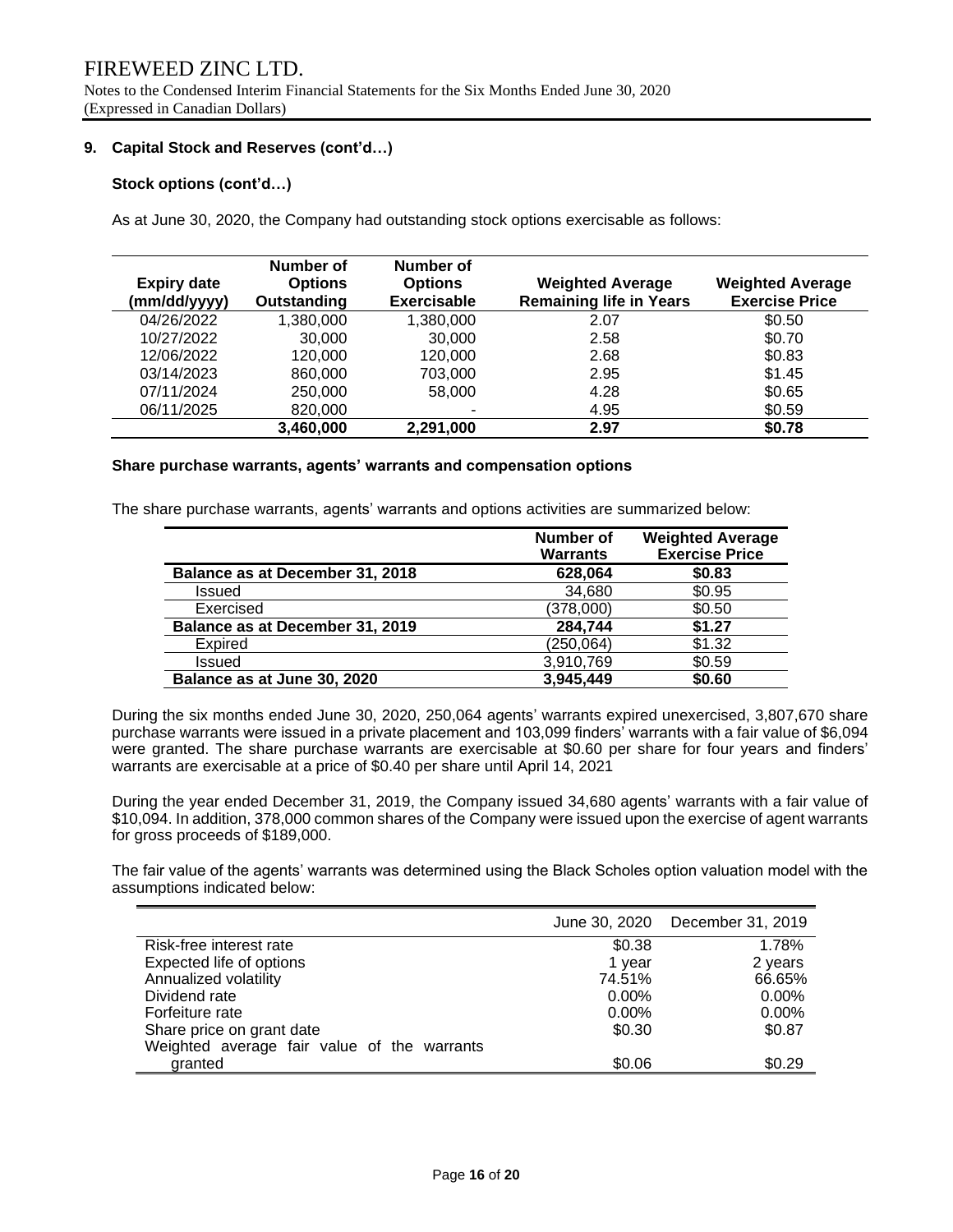## 9. Capital Stock and Reserves (cont'd…)

### Stock options (cont'd…)

As at June 30, 2020, the Company had outstanding stock options exercisable as follows:

| Expiry date (mm/dd/yyyy) | Number of Options Outstanding | Number of Options Exercisable | Weighted Average Remaining life in Years | Weighted Average Exercise Price |
|---|---|---|---|---|
| 04/26/2022 | 1,380,000 | 1,380,000 | 2.07 | $0.50 |
| 10/27/2022 | 30,000 | 30,000 | 2.58 | $0.70 |
| 12/06/2022 | 120,000 | 120,000 | 2.68 | $0.83 |
| 03/14/2023 | 860,000 | 703,000 | 2.95 | $1.45 |
| 07/11/2024 | 250,000 | 58,000 | 4.28 | $0.65 |
| 06/11/2025 | 820,000 | - | 4.95 | $0.59 |
| | **3,460,000** | **2,291,000** | **2.97** | **$0.78** |

### Share purchase warrants, agents' warrants and compensation options

The share purchase warrants, agents' warrants and options activities are summarized below:

| | Number of Warrants | Weighted Average Exercise Price |
|---|---|---|
| **Balance as at December 31, 2018** | **628,064** | **$0.83** |
| Issued | 34,680 | $0.95 |
| Exercised | (378,000) | $0.50 |
| **Balance as at December 31, 2019** | **284,744** | **$1.27** |
| Expired | (250,064) | $1.32 |
| Issued | 3,910,769 | $0.59 |
| **Balance as at June 30, 2020** | **3,945,449** | **$0.60** |

During the six months ended June 30, 2020, 250,064 agents' warrants expired unexercised, 3,807,670 share purchase warrants were issued in a private placement and 103,099 finders' warrants with a fair value of $6,094 were granted. The share purchase warrants are exercisable at $0.60 per share for four years and finders' warrants are exercisable at a price of $0.40 per share until April 14, 2021

During the year ended December 31, 2019, the Company issued 34,680 agents' warrants with a fair value of $10,094. In addition, 378,000 common shares of the Company were issued upon the exercise of agent warrants for gross proceeds of $189,000.

The fair value of the agents' warrants was determined using the Black Scholes option valuation model with the assumptions indicated below:

| | June 30, 2020 | December 31, 2019 |
|---|---|---|
| Risk-free interest rate | $0.38 | 1.78% |
| Expected life of options | 1 year | 2 years |
| Annualized volatility | 74.51% | 66.65% |
| Dividend rate | 0.00% | 0.00% |
| Forfeiture rate | 0.00% | 0.00% |
| Share price on grant date | $0.30 | $0.87 |
| Weighted average fair value of the warrants granted | $0.06 | $0.29 |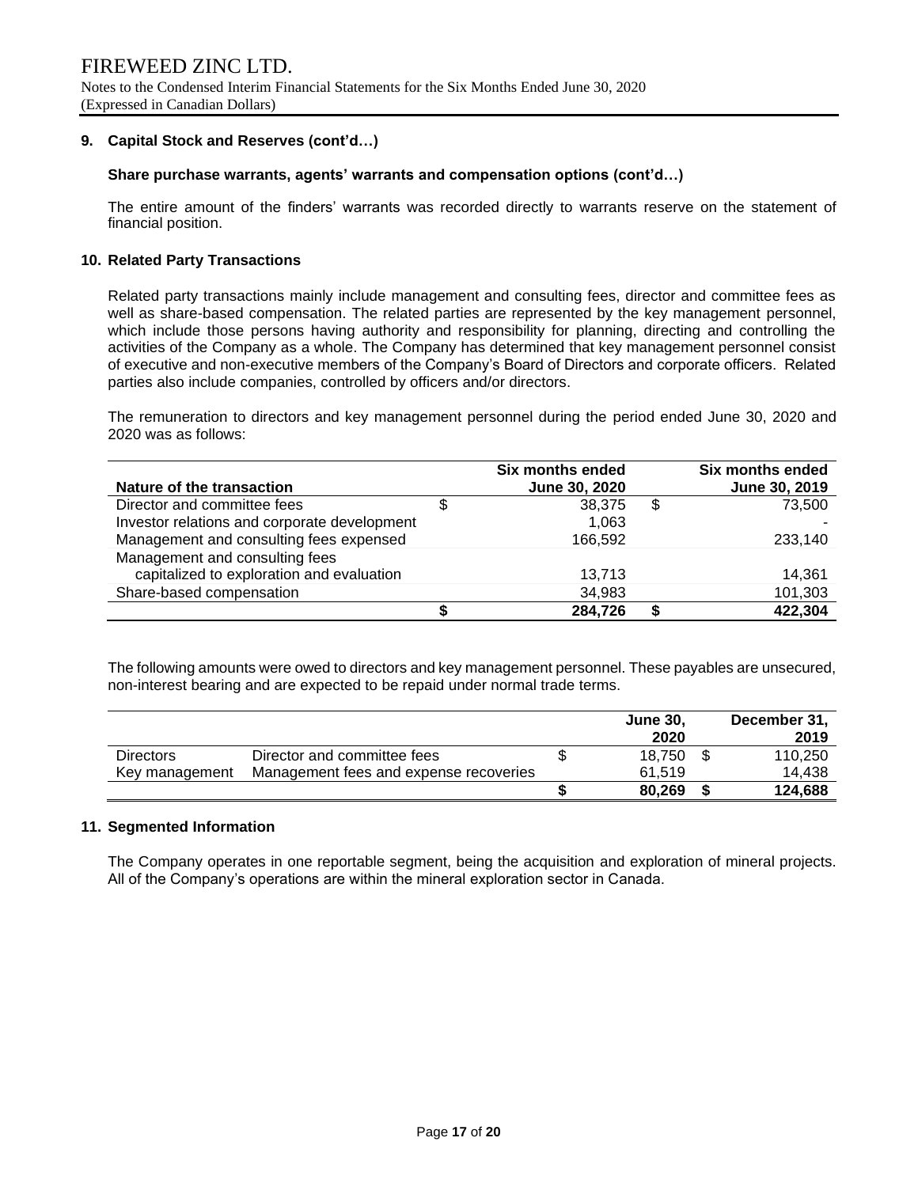FIREWEED ZINC LTD.

Notes to the Condensed Interim Financial Statements for the Six Months Ended June 30, 2020
(Expressed in Canadian Dollars)

**9. Capital Stock and Reserves (cont'd…)**

**Share purchase warrants, agents' warrants and compensation options (cont'd…)**

The entire amount of the finders' warrants was recorded directly to warrants reserve on the statement of financial position.

**10. Related Party Transactions**

Related party transactions mainly include management and consulting fees, director and committee fees as well as share-based compensation. The related parties are represented by the key management personnel, which include those persons having authority and responsibility for planning, directing and controlling the activities of the Company as a whole. The Company has determined that key management personnel consist of executive and non-executive members of the Company's Board of Directors and corporate officers. Related parties also include companies, controlled by officers and/or directors.

The remuneration to directors and key management personnel during the period ended June 30, 2020 and 2020 was as follows:

| Nature of the transaction | Six months ended June 30, 2020 | Six months ended June 30, 2019 |
|---|---|---|
| Director and committee fees | $ 38,375 | $ 73,500 |
| Investor relations and corporate development | 1,063 | - |
| Management and consulting fees expensed | 166,592 | 233,140 |
| Management and consulting fees capitalized to exploration and evaluation | 13,713 | 14,361 |
| Share-based compensation | 34,983 | 101,303 |
| | **$ 284,726** | **$ 422,304** |

The following amounts were owed to directors and key management personnel. These payables are unsecured, non-interest bearing and are expected to be repaid under normal trade terms.

| | | June 30, 2020 | December 31, 2019 |
|---|---|---|---|
| Directors | Director and committee fees | $ 18,750 | $ 110,250 |
| Key management | Management fees and expense recoveries | 61,519 | 14,438 |
| | | **$ 80,269** | **$ 124,688** |

**11. Segmented Information**

The Company operates in one reportable segment, being the acquisition and exploration of mineral projects. All of the Company's operations are within the mineral exploration sector in Canada.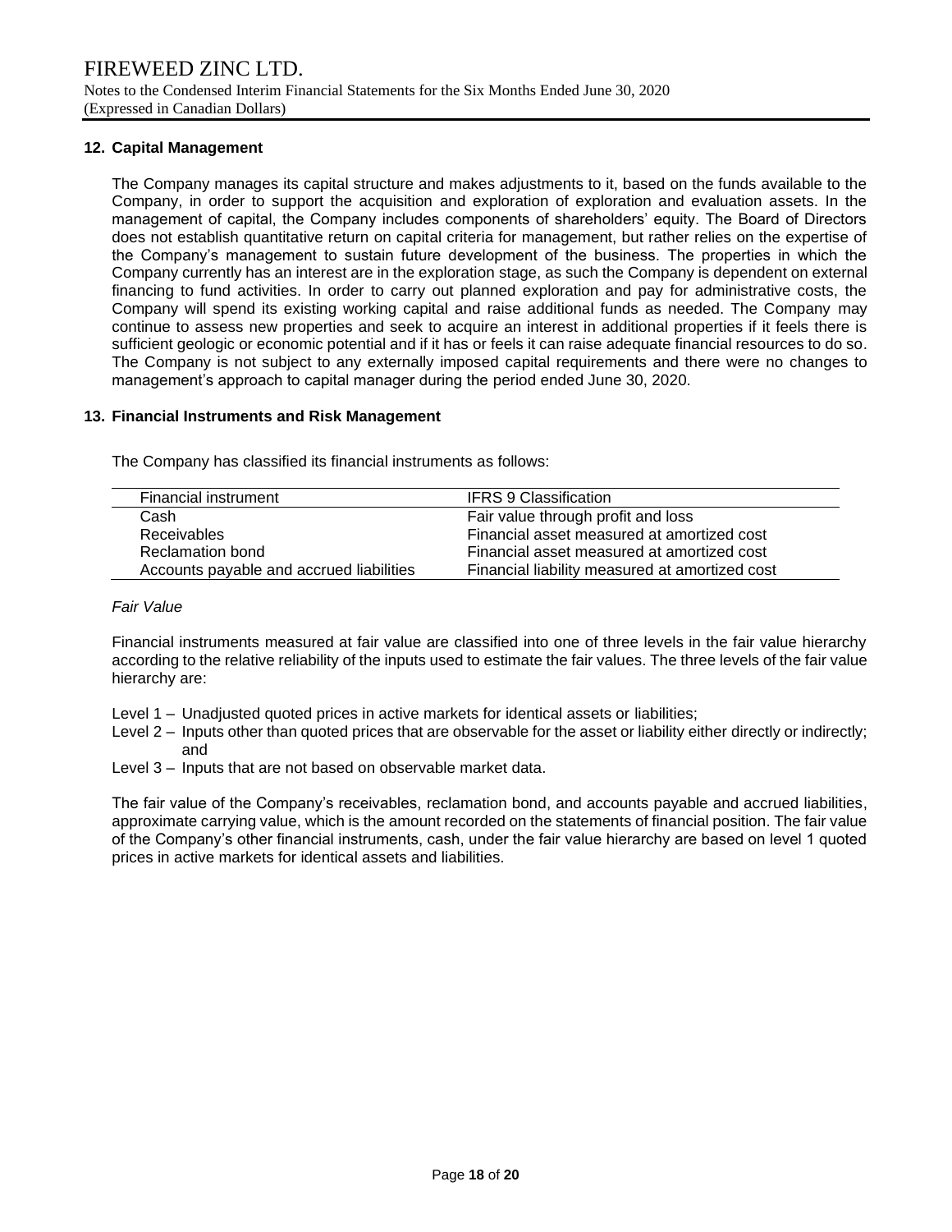## 12. Capital Management

The Company manages its capital structure and makes adjustments to it, based on the funds available to the Company, in order to support the acquisition and exploration of exploration and evaluation assets. In the management of capital, the Company includes components of shareholders' equity. The Board of Directors does not establish quantitative return on capital criteria for management, but rather relies on the expertise of the Company's management to sustain future development of the business. The properties in which the Company currently has an interest are in the exploration stage, as such the Company is dependent on external financing to fund activities. In order to carry out planned exploration and pay for administrative costs, the Company will spend its existing working capital and raise additional funds as needed. The Company may continue to assess new properties and seek to acquire an interest in additional properties if it feels there is sufficient geologic or economic potential and if it has or feels it can raise adequate financial resources to do so. The Company is not subject to any externally imposed capital requirements and there were no changes to management's approach to capital manager during the period ended June 30, 2020.

## 13. Financial Instruments and Risk Management

The Company has classified its financial instruments as follows:

| Financial instrument | IFRS 9 Classification |
|---|---|
| Cash | Fair value through profit and loss |
| Receivables | Financial asset measured at amortized cost |
| Reclamation bond | Financial asset measured at amortized cost |
| Accounts payable and accrued liabilities | Financial liability measured at amortized cost |

*Fair Value*

Financial instruments measured at fair value are classified into one of three levels in the fair value hierarchy according to the relative reliability of the inputs used to estimate the fair values. The three levels of the fair value hierarchy are:

- Level 1 – Unadjusted quoted prices in active markets for identical assets or liabilities;
- Level 2 – Inputs other than quoted prices that are observable for the asset or liability either directly or indirectly; and
- Level 3 – Inputs that are not based on observable market data.

The fair value of the Company's receivables, reclamation bond, and accounts payable and accrued liabilities, approximate carrying value, which is the amount recorded on the statements of financial position. The fair value of the Company's other financial instruments, cash, under the fair value hierarchy are based on level 1 quoted prices in active markets for identical assets and liabilities.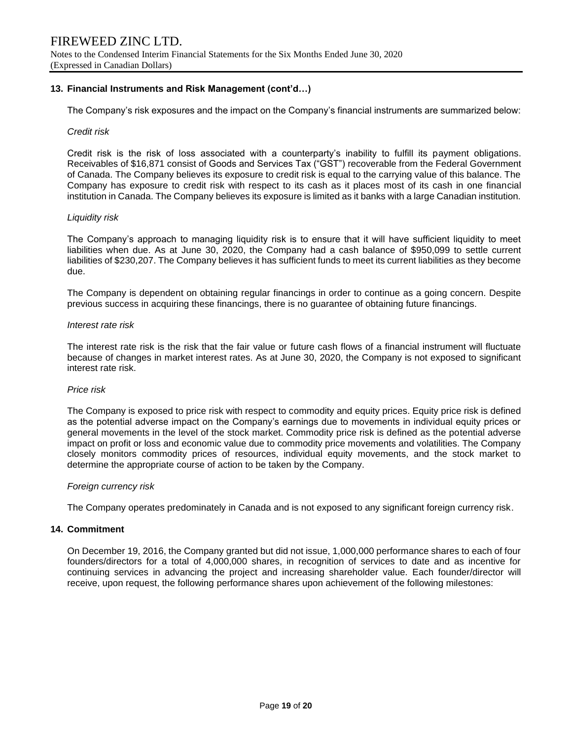## 13. Financial Instruments and Risk Management (cont'd…)

The Company's risk exposures and the impact on the Company's financial instruments are summarized below:

*Credit risk*

Credit risk is the risk of loss associated with a counterparty's inability to fulfill its payment obligations. Receivables of $16,871 consist of Goods and Services Tax ("GST") recoverable from the Federal Government of Canada. The Company believes its exposure to credit risk is equal to the carrying value of this balance. The Company has exposure to credit risk with respect to its cash as it places most of its cash in one financial institution in Canada. The Company believes its exposure is limited as it banks with a large Canadian institution.

*Liquidity risk*

The Company's approach to managing liquidity risk is to ensure that it will have sufficient liquidity to meet liabilities when due. As at June 30, 2020, the Company had a cash balance of $950,099 to settle current liabilities of $230,207. The Company believes it has sufficient funds to meet its current liabilities as they become due.

The Company is dependent on obtaining regular financings in order to continue as a going concern. Despite previous success in acquiring these financings, there is no guarantee of obtaining future financings.

*Interest rate risk*

The interest rate risk is the risk that the fair value or future cash flows of a financial instrument will fluctuate because of changes in market interest rates. As at June 30, 2020, the Company is not exposed to significant interest rate risk.

*Price risk*

The Company is exposed to price risk with respect to commodity and equity prices. Equity price risk is defined as the potential adverse impact on the Company's earnings due to movements in individual equity prices or general movements in the level of the stock market. Commodity price risk is defined as the potential adverse impact on profit or loss and economic value due to commodity price movements and volatilities. The Company closely monitors commodity prices of resources, individual equity movements, and the stock market to determine the appropriate course of action to be taken by the Company.

*Foreign currency risk*

The Company operates predominately in Canada and is not exposed to any significant foreign currency risk.

## 14. Commitment

On December 19, 2016, the Company granted but did not issue, 1,000,000 performance shares to each of four founders/directors for a total of 4,000,000 shares, in recognition of services to date and as incentive for continuing services in advancing the project and increasing shareholder value. Each founder/director will receive, upon request, the following performance shares upon achievement of the following milestones: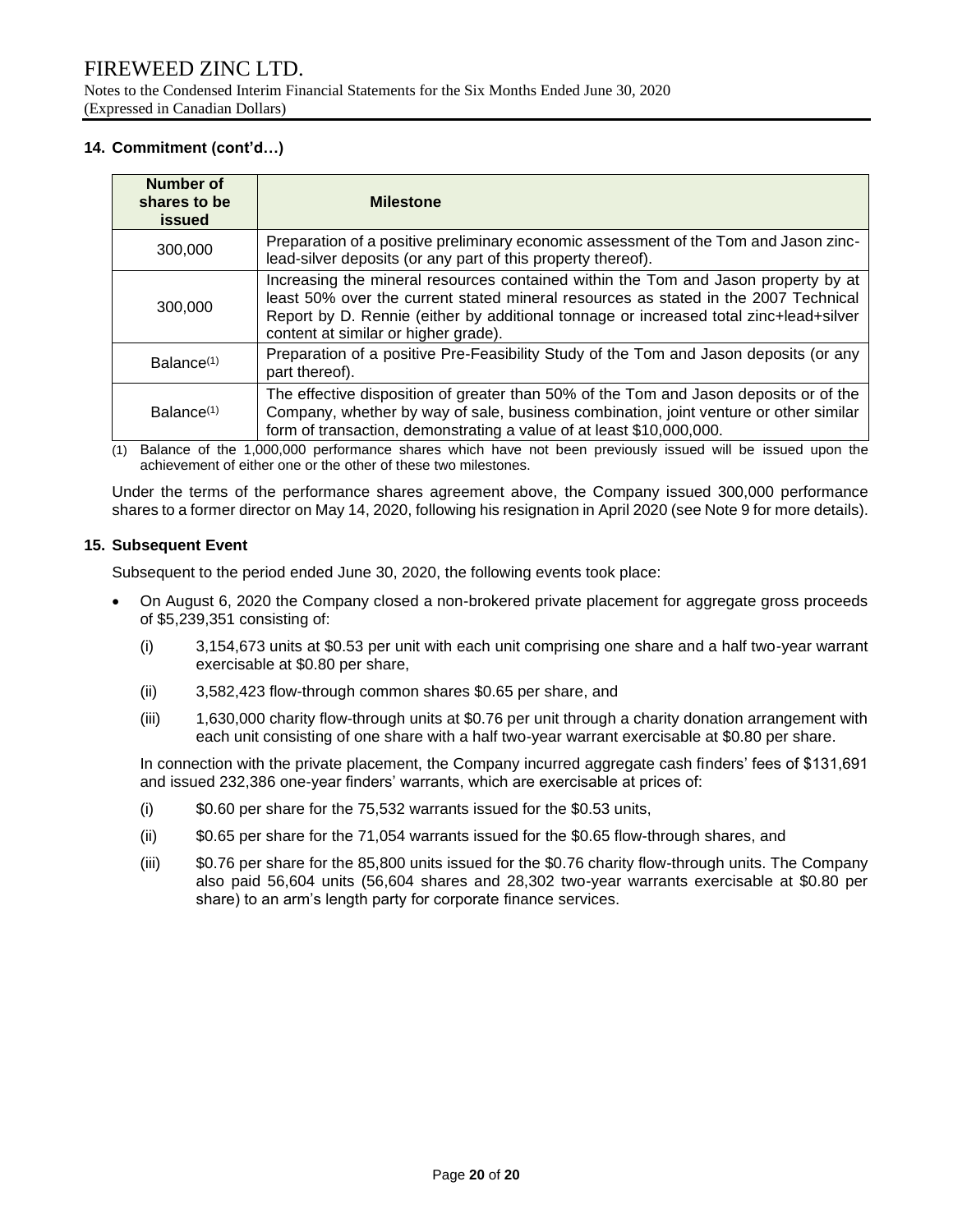## 14. Commitment (cont'd…)

| Number of shares to be issued | Milestone |
|---|---|
| 300,000 | Preparation of a positive preliminary economic assessment of the Tom and Jason zinc-lead-silver deposits (or any part of this property thereof). |
| 300,000 | Increasing the mineral resources contained within the Tom and Jason property by at least 50% over the current stated mineral resources as stated in the 2007 Technical Report by D. Rennie (either by additional tonnage or increased total zinc+lead+silver content at similar or higher grade). |
| Balance(1) | Preparation of a positive Pre-Feasibility Study of the Tom and Jason deposits (or any part thereof). |
| Balance(1) | The effective disposition of greater than 50% of the Tom and Jason deposits or of the Company, whether by way of sale, business combination, joint venture or other similar form of transaction, demonstrating a value of at least $10,000,000. |

(1) Balance of the 1,000,000 performance shares which have not been previously issued will be issued upon the achievement of either one or the other of these two milestones.

Under the terms of the performance shares agreement above, the Company issued 300,000 performance shares to a former director on May 14, 2020, following his resignation in April 2020 (see Note 9 for more details).

## 15. Subsequent Event

Subsequent to the period ended June 30, 2020, the following events took place:

- On August 6, 2020 the Company closed a non-brokered private placement for aggregate gross proceeds of $5,239,351 consisting of:

  (i) 3,154,673 units at $0.53 per unit with each unit comprising one share and a half two-year warrant exercisable at $0.80 per share,

  (ii) 3,582,423 flow-through common shares $0.65 per share, and

  (iii) 1,630,000 charity flow-through units at $0.76 per unit through a charity donation arrangement with each unit consisting of one share with a half two-year warrant exercisable at $0.80 per share.

  In connection with the private placement, the Company incurred aggregate cash finders' fees of $131,691 and issued 232,386 one-year finders' warrants, which are exercisable at prices of:

  (i) $0.60 per share for the 75,532 warrants issued for the $0.53 units,

  (ii) $0.65 per share for the 71,054 warrants issued for the $0.65 flow-through shares, and

  (iii) $0.76 per share for the 85,800 units issued for the $0.76 charity flow-through units. The Company also paid 56,604 units (56,604 shares and 28,302 two-year warrants exercisable at $0.80 per share) to an arm's length party for corporate finance services.